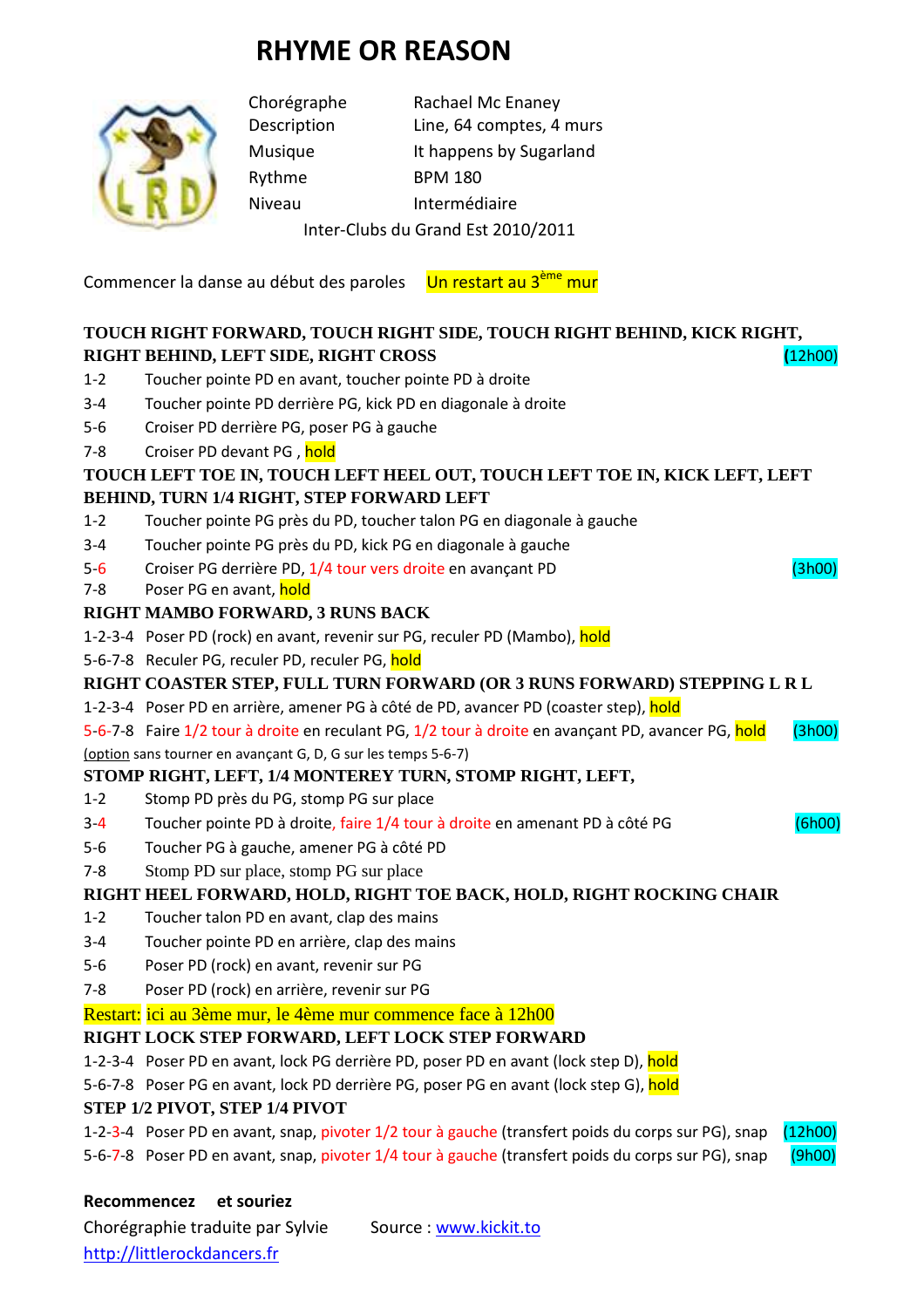# RHYME OR REASON

| | |
|---|---|
| Chorégraphe | Rachael Mc Enaney |
| Description | Line, 64 comptes, 4 murs |
| Musique | It happens by Sugarland |
| Rythme | BPM 180 |
| Niveau | Intermédiaire |

Inter-Clubs du Grand Est 2010/2011

Commencer la danse au début des paroles    Un restart au 3ème mur

**TOUCH RIGHT FORWARD, TOUCH RIGHT SIDE, TOUCH RIGHT BEHIND, KICK RIGHT, RIGHT BEHIND, LEFT SIDE, RIGHT CROSS** (12h00)

1-2 Toucher pointe PD en avant, toucher pointe PD à droite
3-4 Toucher pointe PD derrière PG, kick PD en diagonale à droite
5-6 Croiser PD derrière PG, poser PG à gauche
7-8 Croiser PD devant PG , hold

**TOUCH LEFT TOE IN, TOUCH LEFT HEEL OUT, TOUCH LEFT TOE IN, KICK LEFT, LEFT BEHIND, TURN 1/4 RIGHT, STEP FORWARD LEFT**

1-2 Toucher pointe PG près du PD, toucher talon PG en diagonale à gauche
3-4 Toucher pointe PG près du PD, kick PG en diagonale à gauche
5-6 Croiser PG derrière PD, 1/4 tour vers droite en avançant PD (3h00)
7-8 Poser PG en avant, hold

**RIGHT MAMBO FORWARD, 3 RUNS BACK**

1-2-3-4 Poser PD (rock) en avant, revenir sur PG, reculer PD (Mambo), hold
5-6-7-8 Reculer PG, reculer PD, reculer PG, hold

**RIGHT COASTER STEP, FULL TURN FORWARD (OR 3 RUNS FORWARD) STEPPING L R L**

1-2-3-4 Poser PD en arrière, amener PG à côté de PD, avancer PD (coaster step), hold
5-6-7-8 Faire 1/2 tour à droite en reculant PG, 1/2 tour à droite en avançant PD, avancer PG, hold (3h00)
(option sans tourner en avançant G, D, G sur les temps 5-6-7)

**STOMP RIGHT, LEFT, 1/4 MONTEREY TURN, STOMP RIGHT, LEFT,**

1-2 Stomp PD près du PG, stomp PG sur place
3-4 Toucher pointe PD à droite, faire 1/4 tour à droite en amenant PD à côté PG (6h00)
5-6 Toucher PG à gauche, amener PG à côté PD
7-8 Stomp PD sur place, stomp PG sur place

**RIGHT HEEL FORWARD, HOLD, RIGHT TOE BACK, HOLD, RIGHT ROCKING CHAIR**

1-2 Toucher talon PD en avant, clap des mains
3-4 Toucher pointe PD en arrière, clap des mains
5-6 Poser PD (rock) en avant, revenir sur PG
7-8 Poser PD (rock) en arrière, revenir sur PG

Restart: ici au 3ème mur, le 4ème mur commence face à 12h00

**RIGHT LOCK STEP FORWARD, LEFT LOCK STEP FORWARD**

1-2-3-4 Poser PD en avant, lock PG derrière PD, poser PD en avant (lock step D), hold
5-6-7-8 Poser PG en avant, lock PD derrière PG, poser PG en avant (lock step G), hold

**STEP 1/2 PIVOT, STEP 1/4 PIVOT**

1-2-3-4 Poser PD en avant, snap, pivoter 1/2 tour à gauche (transfert poids du corps sur PG), snap (12h00)
5-6-7-8 Poser PD en avant, snap, pivoter 1/4 tour à gauche (transfert poids du corps sur PG), snap (9h00)

**Recommencez et souriez**

Chorégraphie traduite par Sylvie    Source : www.kickit.to
http://littlerockdancers.fr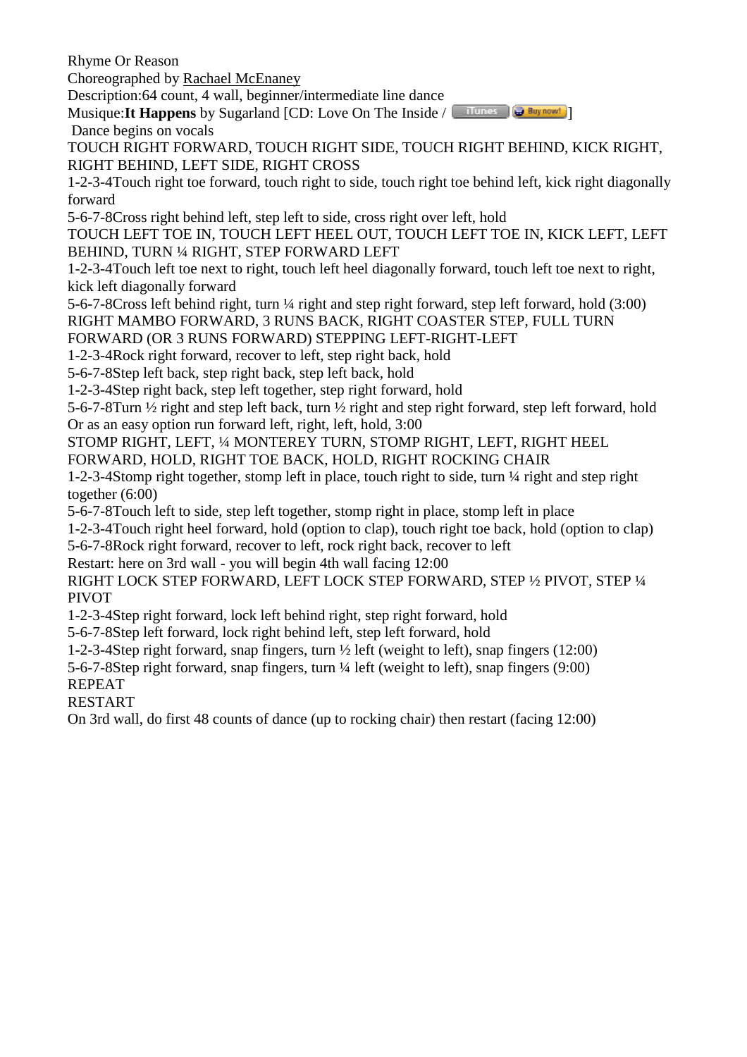Rhyme Or Reason

Choreographed by Rachael McEnaney

Description:64 count, 4 wall, beginner/intermediate line dance

Musique:**It Happens** by Sugarland [CD: Love On The Inside / ]

Dance begins on vocals

TOUCH RIGHT FORWARD, TOUCH RIGHT SIDE, TOUCH RIGHT BEHIND, KICK RIGHT, RIGHT BEHIND, LEFT SIDE, RIGHT CROSS

1-2-3-4Touch right toe forward, touch right to side, touch right toe behind left, kick right diagonally forward

5-6-7-8Cross right behind left, step left to side, cross right over left, hold

TOUCH LEFT TOE IN, TOUCH LEFT HEEL OUT, TOUCH LEFT TOE IN, KICK LEFT, LEFT BEHIND, TURN ¼ RIGHT, STEP FORWARD LEFT

1-2-3-4Touch left toe next to right, touch left heel diagonally forward, touch left toe next to right, kick left diagonally forward

5-6-7-8Cross left behind right, turn ¼ right and step right forward, step left forward, hold (3:00)

RIGHT MAMBO FORWARD, 3 RUNS BACK, RIGHT COASTER STEP, FULL TURN FORWARD (OR 3 RUNS FORWARD) STEPPING LEFT-RIGHT-LEFT

1-2-3-4Rock right forward, recover to left, step right back, hold

5-6-7-8Step left back, step right back, step left back, hold

1-2-3-4Step right back, step left together, step right forward, hold

5-6-7-8Turn ½ right and step left back, turn ½ right and step right forward, step left forward, hold

Or as an easy option run forward left, right, left, hold, 3:00

STOMP RIGHT, LEFT, ¼ MONTEREY TURN, STOMP RIGHT, LEFT, RIGHT HEEL FORWARD, HOLD, RIGHT TOE BACK, HOLD, RIGHT ROCKING CHAIR

1-2-3-4Stomp right together, stomp left in place, touch right to side, turn ¼ right and step right together (6:00)

5-6-7-8Touch left to side, step left together, stomp right in place, stomp left in place

1-2-3-4Touch right heel forward, hold (option to clap), touch right toe back, hold (option to clap)

5-6-7-8Rock right forward, recover to left, rock right back, recover to left

Restart: here on 3rd wall - you will begin 4th wall facing 12:00

RIGHT LOCK STEP FORWARD, LEFT LOCK STEP FORWARD, STEP ½ PIVOT, STEP ¼ PIVOT

1-2-3-4Step right forward, lock left behind right, step right forward, hold

5-6-7-8Step left forward, lock right behind left, step left forward, hold

1-2-3-4Step right forward, snap fingers, turn ½ left (weight to left), snap fingers (12:00)

5-6-7-8Step right forward, snap fingers, turn ¼ left (weight to left), snap fingers (9:00)

REPEAT

RESTART

On 3rd wall, do first 48 counts of dance (up to rocking chair) then restart (facing 12:00)